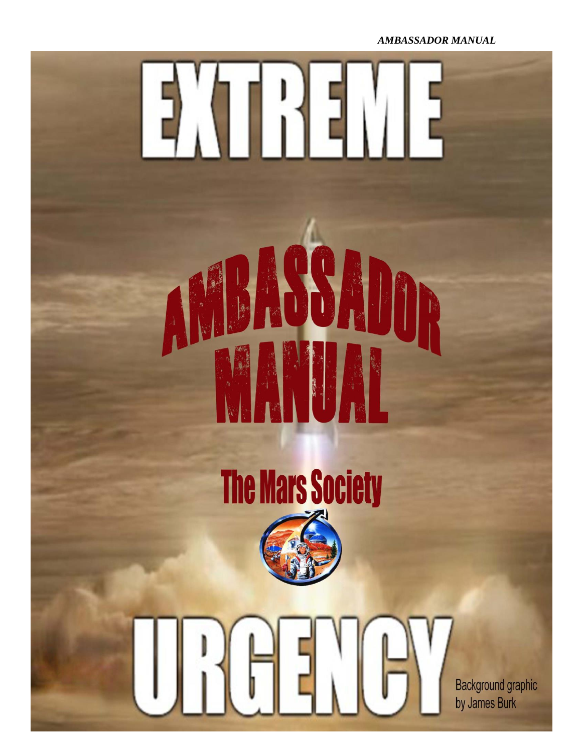# EXTREME

# AMBASSADOR MANUAL

## The Mars Society

# URGENCY

Background graphic by James Burk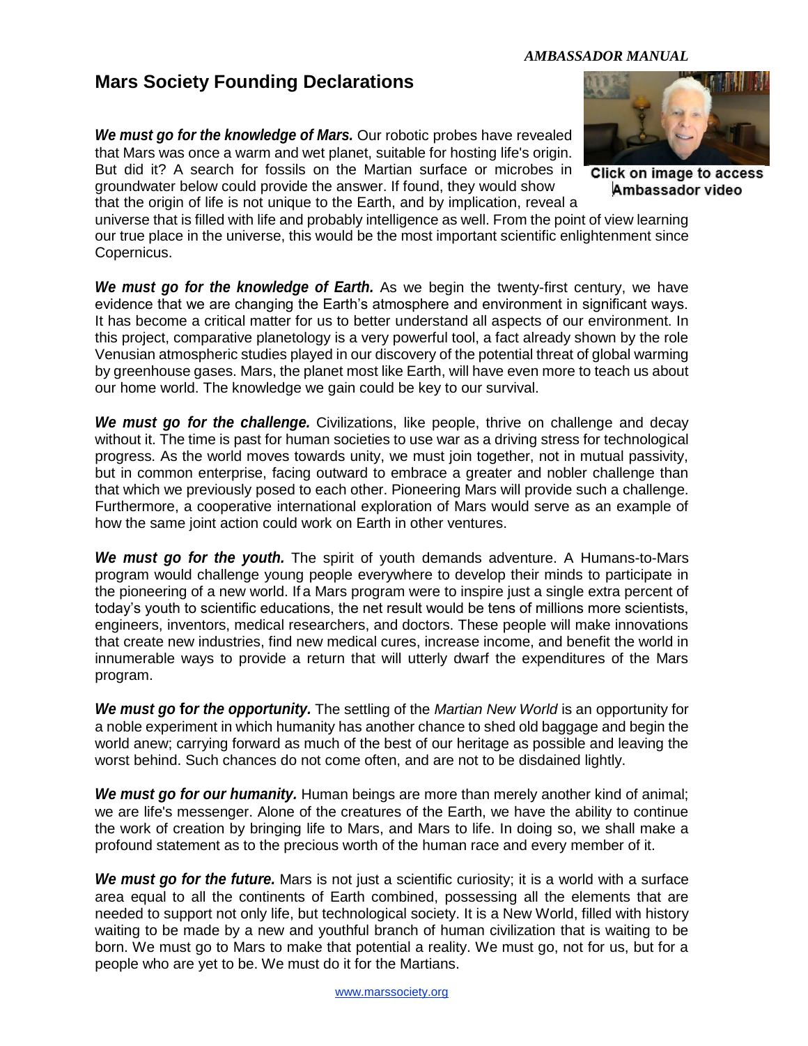# Mars Society Founding Declarations

Click on image to access Ambassador video

***We must go for the knowledge of Mars.*** Our robotic probes have revealed that Mars was once a warm and wet planet, suitable for hosting life's origin. But did it? A search for fossils on the Martian surface or microbes in groundwater below could provide the answer. If found, they would show that the origin of life is not unique to the Earth, and by implication, reveal a universe that is filled with life and probably intelligence as well. From the point of view learning our true place in the universe, this would be the most important scientific enlightenment since Copernicus.

***We must go for the knowledge of Earth.*** As we begin the twenty-first century, we have evidence that we are changing the Earth's atmosphere and environment in significant ways. It has become a critical matter for us to better understand all aspects of our environment. In this project, comparative planetology is a very powerful tool, a fact already shown by the role Venusian atmospheric studies played in our discovery of the potential threat of global warming by greenhouse gases. Mars, the planet most like Earth, will have even more to teach us about our home world. The knowledge we gain could be key to our survival.

***We must go for the challenge.*** Civilizations, like people, thrive on challenge and decay without it. The time is past for human societies to use war as a driving stress for technological progress. As the world moves towards unity, we must join together, not in mutual passivity, but in common enterprise, facing outward to embrace a greater and nobler challenge than that which we previously posed to each other. Pioneering Mars will provide such a challenge. Furthermore, a cooperative international exploration of Mars would serve as an example of how the same joint action could work on Earth in other ventures.

***We must go for the youth.*** The spirit of youth demands adventure. A Humans-to-Mars program would challenge young people everywhere to develop their minds to participate in the pioneering of a new world. If a Mars program were to inspire just a single extra percent of today's youth to scientific educations, the net result would be tens of millions more scientists, engineers, inventors, medical researchers, and doctors. These people will make innovations that create new industries, find new medical cures, increase income, and benefit the world in innumerable ways to provide a return that will utterly dwarf the expenditures of the Mars program.

***We must go for the opportunity.*** The settling of the *Martian New World* is an opportunity for a noble experiment in which humanity has another chance to shed old baggage and begin the world anew; carrying forward as much of the best of our heritage as possible and leaving the worst behind. Such chances do not come often, and are not to be disdained lightly.

***We must go for our humanity.*** Human beings are more than merely another kind of animal; we are life's messenger. Alone of the creatures of the Earth, we have the ability to continue the work of creation by bringing life to Mars, and Mars to life. In doing so, we shall make a profound statement as to the precious worth of the human race and every member of it.

***We must go for the future.*** Mars is not just a scientific curiosity; it is a world with a surface area equal to all the continents of Earth combined, possessing all the elements that are needed to support not only life, but technological society. It is a New World, filled with history waiting to be made by a new and youthful branch of human civilization that is waiting to be born. We must go to Mars to make that potential a reality. We must go, not for us, but for a people who are yet to be. We must do it for the Martians.

www.marssociety.org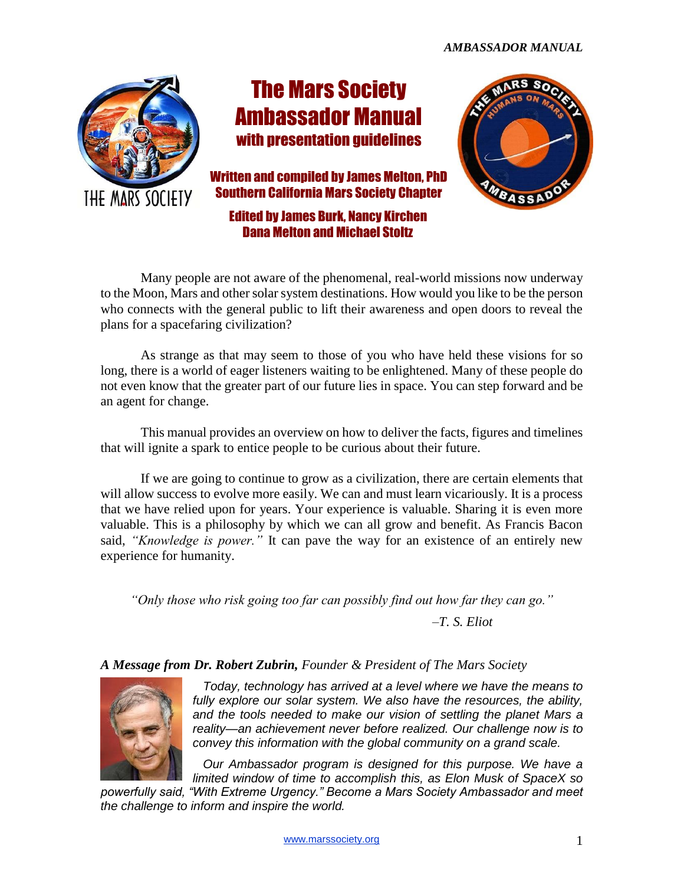# The Mars Society Ambassador Manual

## with presentation guidelines

**Written and compiled by James Melton, PhD**
**Southern California Mars Society Chapter**

**Edited by James Burk, Nancy Kirchen**
**Dana Melton and Michael Stoltz**

Many people are not aware of the phenomenal, real-world missions now underway to the Moon, Mars and other solar system destinations. How would you like to be the person who connects with the general public to lift their awareness and open doors to reveal the plans for a spacefaring civilization?

As strange as that may seem to those of you who have held these visions for so long, there is a world of eager listeners waiting to be enlightened. Many of these people do not even know that the greater part of our future lies in space. You can step forward and be an agent for change.

This manual provides an overview on how to deliver the facts, figures and timelines that will ignite a spark to entice people to be curious about their future.

If we are going to continue to grow as a civilization, there are certain elements that will allow success to evolve more easily. We can and must learn vicariously. It is a process that we have relied upon for years. Your experience is valuable. Sharing it is even more valuable. This is a philosophy by which we can all grow and benefit. As Francis Bacon said, *"Knowledge is power."* It can pave the way for an existence of an entirely new experience for humanity.

*"Only those who risk going too far can possibly find out how far they can go."*

*–T. S. Eliot*

***A Message from Dr. Robert Zubrin,*** *Founder & President of The Mars Society*

*Today, technology has arrived at a level where we have the means to fully explore our solar system. We also have the resources, the ability, and the tools needed to make our vision of settling the planet Mars a reality—an achievement never before realized. Our challenge now is to convey this information with the global community on a grand scale.*

*Our Ambassador program is designed for this purpose. We have a limited window of time to accomplish this, as Elon Musk of SpaceX so powerfully said, "With Extreme Urgency." Become a Mars Society Ambassador and meet the challenge to inform and inspire the world.*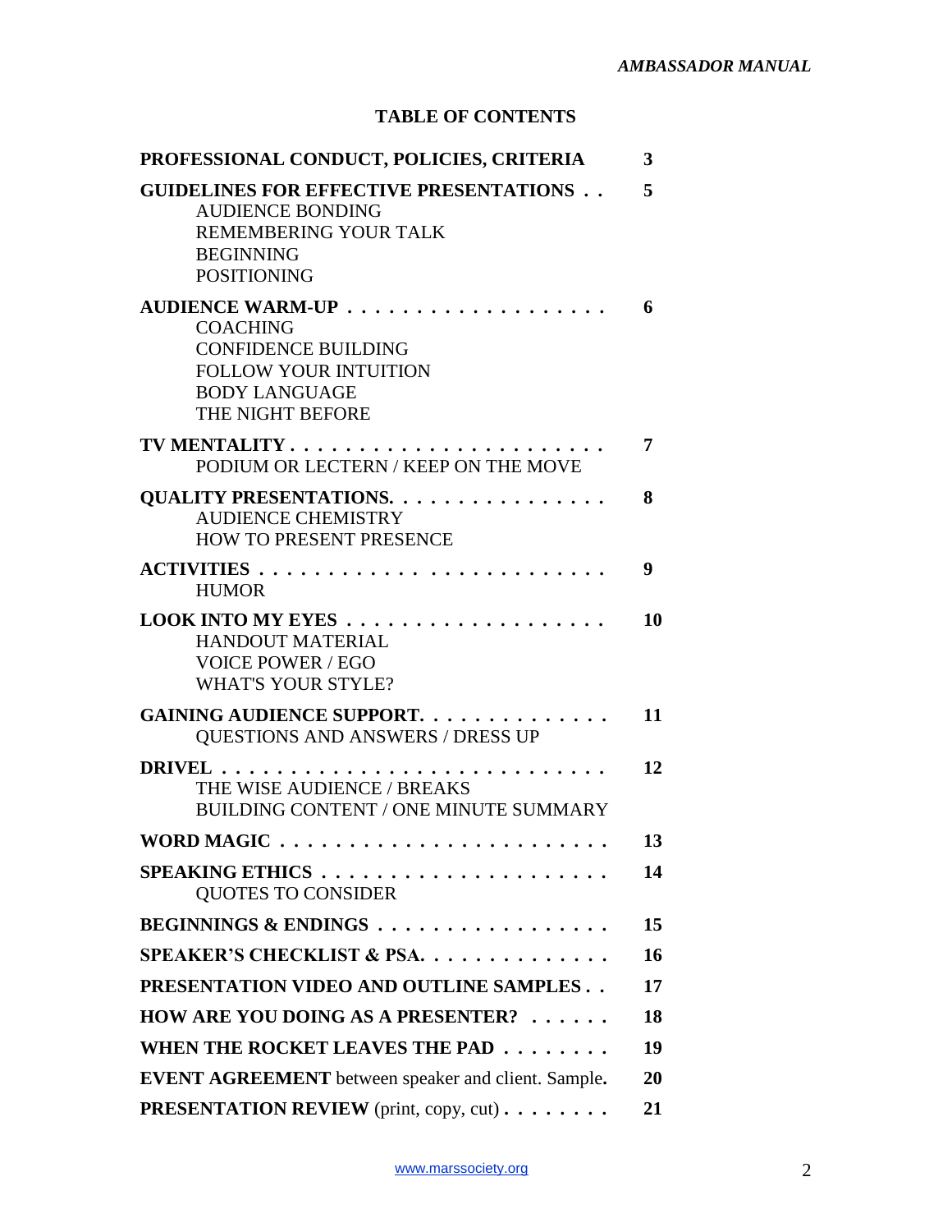## TABLE OF CONTENTS

| Section | Page |
|---|---|
| **PROFESSIONAL CONDUCT, POLICIES, CRITERIA** | **3** |
| **GUIDELINES FOR EFFECTIVE PRESENTATIONS . .**<br>AUDIENCE BONDING<br>REMEMBERING YOUR TALK<br>BEGINNING<br>POSITIONING | **5** |
| **AUDIENCE WARM-UP . . . . . . . . . . . . . . . . . . .**<br>COACHING<br>CONFIDENCE BUILDING<br>FOLLOW YOUR INTUITION<br>BODY LANGUAGE<br>THE NIGHT BEFORE | **6** |
| **TV MENTALITY . . . . . . . . . . . . . . . . . . . . . . .**<br>PODIUM OR LECTERN / KEEP ON THE MOVE | **7** |
| **QUALITY PRESENTATIONS. . . . . . . . . . . . . . . .**<br>AUDIENCE CHEMISTRY<br>HOW TO PRESENT PRESENCE | **8** |
| **ACTIVITIES . . . . . . . . . . . . . . . . . . . . . . . . .**<br>HUMOR | **9** |
| **LOOK INTO MY EYES . . . . . . . . . . . . . . . . . . .**<br>HANDOUT MATERIAL<br>VOICE POWER / EGO<br>WHAT'S YOUR STYLE? | **10** |
| **GAINING AUDIENCE SUPPORT. . . . . . . . . . . . . .**<br>QUESTIONS AND ANSWERS / DRESS UP | **11** |
| **DRIVEL . . . . . . . . . . . . . . . . . . . . . . . . . . . .**<br>THE WISE AUDIENCE / BREAKS<br>BUILDING CONTENT / ONE MINUTE SUMMARY | **12** |
| **WORD MAGIC . . . . . . . . . . . . . . . . . . . . . . . .** | **13** |
| **SPEAKING ETHICS . . . . . . . . . . . . . . . . . . . . .**<br>QUOTES TO CONSIDER | **14** |
| **BEGINNINGS & ENDINGS . . . . . . . . . . . . . . . . .** | **15** |
| **SPEAKER'S CHECKLIST & PSA. . . . . . . . . . . . . .** | **16** |
| **PRESENTATION VIDEO AND OUTLINE SAMPLES . .** | **17** |
| **HOW ARE YOU DOING AS A PRESENTER? . . . . . .** | **18** |
| **WHEN THE ROCKET LEAVES THE PAD . . . . . . . .** | **19** |
| **EVENT AGREEMENT** between speaker and client. Sample**.** | **20** |
| **PRESENTATION REVIEW** (print, copy, cut) **. . . . . . . .** | **21** |

www.marssociety.org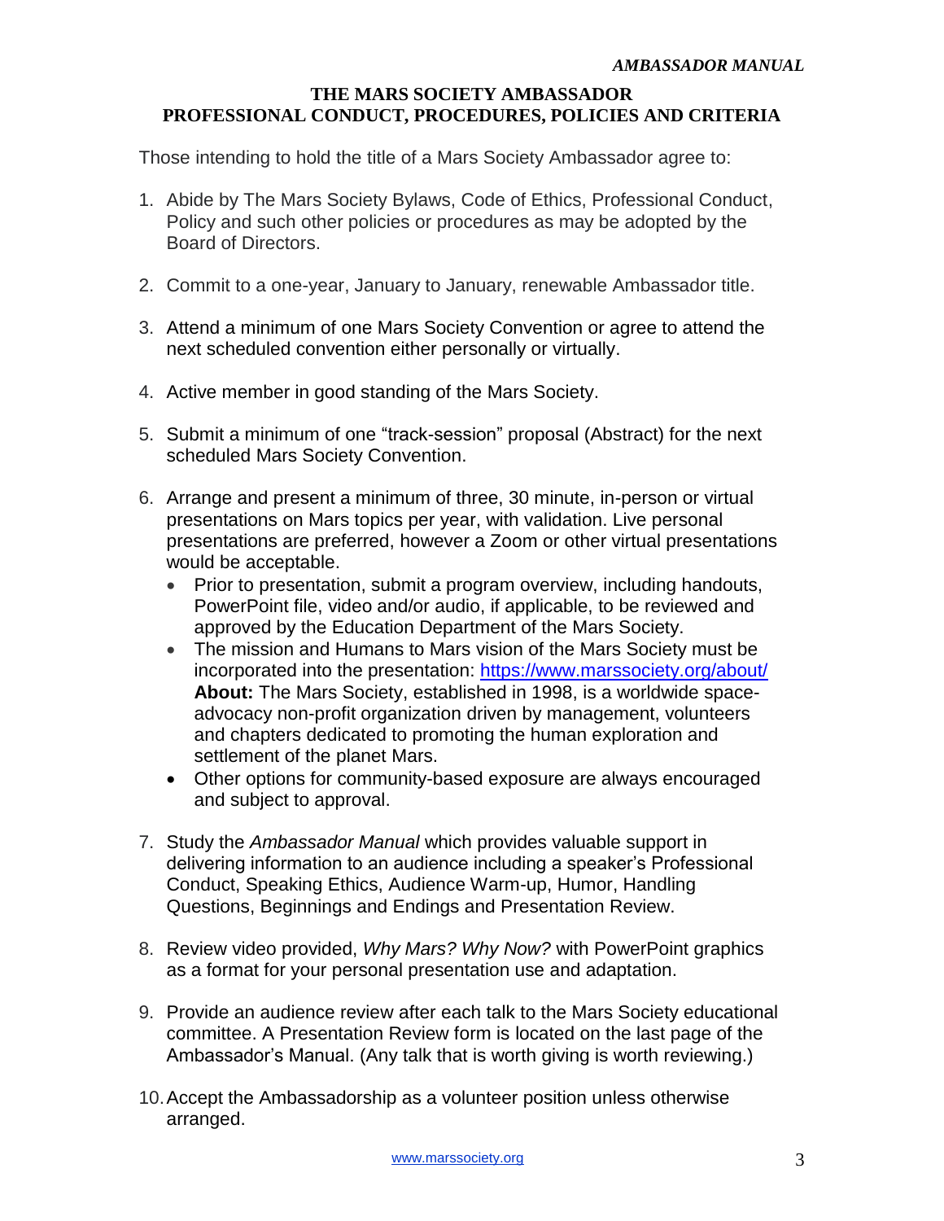## THE MARS SOCIETY AMBASSADOR PROFESSIONAL CONDUCT, PROCEDURES, POLICIES AND CRITERIA

Those intending to hold the title of a Mars Society Ambassador agree to:

1. Abide by The Mars Society Bylaws, Code of Ethics, Professional Conduct, Policy and such other policies or procedures as may be adopted by the Board of Directors.

2. Commit to a one-year, January to January, renewable Ambassador title.

3. Attend a minimum of one Mars Society Convention or agree to attend the next scheduled convention either personally or virtually.

4. Active member in good standing of the Mars Society.

5. Submit a minimum of one "track-session" proposal (Abstract) for the next scheduled Mars Society Convention.

6. Arrange and present a minimum of three, 30 minute, in-person or virtual presentations on Mars topics per year, with validation. Live personal presentations are preferred, however a Zoom or other virtual presentations would be acceptable.
   - Prior to presentation, submit a program overview, including handouts, PowerPoint file, video and/or audio, if applicable, to be reviewed and approved by the Education Department of the Mars Society.
   - The mission and Humans to Mars vision of the Mars Society must be incorporated into the presentation: https://www.marssociety.org/about/ **About:** The Mars Society, established in 1998, is a worldwide space-advocacy non-profit organization driven by management, volunteers and chapters dedicated to promoting the human exploration and settlement of the planet Mars.
   - Other options for community-based exposure are always encouraged and subject to approval.

7. Study the *Ambassador Manual* which provides valuable support in delivering information to an audience including a speaker's Professional Conduct, Speaking Ethics, Audience Warm-up, Humor, Handling Questions, Beginnings and Endings and Presentation Review.

8. Review video provided, *Why Mars? Why Now?* with PowerPoint graphics as a format for your personal presentation use and adaptation.

9. Provide an audience review after each talk to the Mars Society educational committee. A Presentation Review form is located on the last page of the Ambassador's Manual. (Any talk that is worth giving is worth reviewing.)

10. Accept the Ambassadorship as a volunteer position unless otherwise arranged.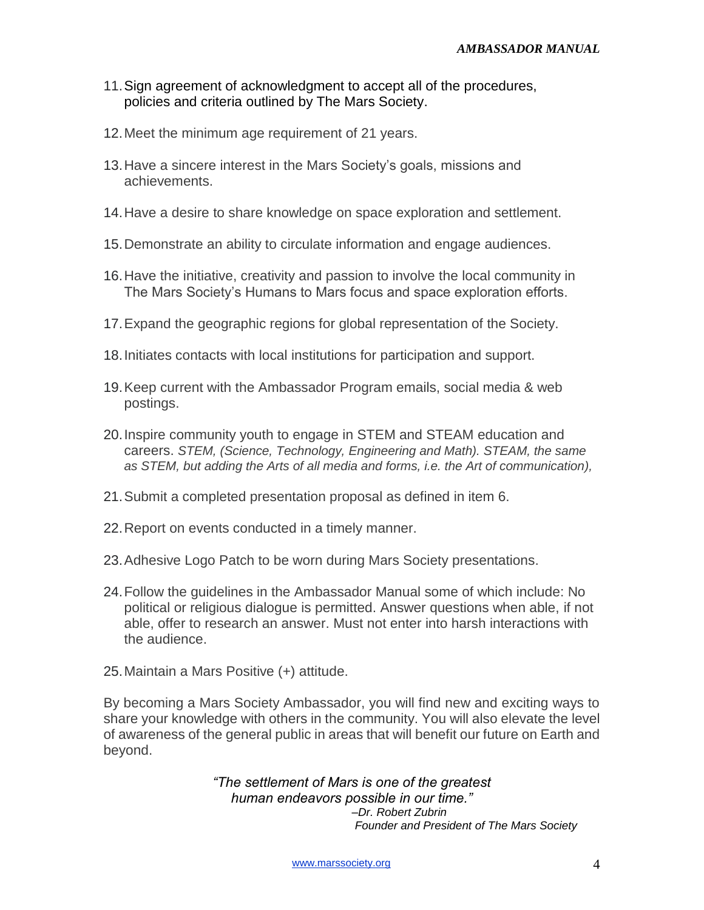11. Sign agreement of acknowledgment to accept all of the procedures, policies and criteria outlined by The Mars Society.

12. Meet the minimum age requirement of 21 years.

13. Have a sincere interest in the Mars Society's goals, missions and achievements.

14. Have a desire to share knowledge on space exploration and settlement.

15. Demonstrate an ability to circulate information and engage audiences.

16. Have the initiative, creativity and passion to involve the local community in The Mars Society's Humans to Mars focus and space exploration efforts.

17. Expand the geographic regions for global representation of the Society.

18. Initiates contacts with local institutions for participation and support.

19. Keep current with the Ambassador Program emails, social media & web postings.

20. Inspire community youth to engage in STEM and STEAM education and careers. *STEM, (Science, Technology, Engineering and Math). STEAM, the same as STEM, but adding the Arts of all media and forms, i.e. the Art of communication),*

21. Submit a completed presentation proposal as defined in item 6.

22. Report on events conducted in a timely manner.

23. Adhesive Logo Patch to be worn during Mars Society presentations.

24. Follow the guidelines in the Ambassador Manual some of which include: No political or religious dialogue is permitted. Answer questions when able, if not able, offer to research an answer. Must not enter into harsh interactions with the audience.

25. Maintain a Mars Positive (+) attitude.

By becoming a Mars Society Ambassador, you will find new and exciting ways to share your knowledge with others in the community. You will also elevate the level of awareness of the general public in areas that will benefit our future on Earth and beyond.

*"The settlement of Mars is one of the greatest human endeavors possible in our time."*
*–Dr. Robert Zubrin*
*Founder and President of The Mars Society*